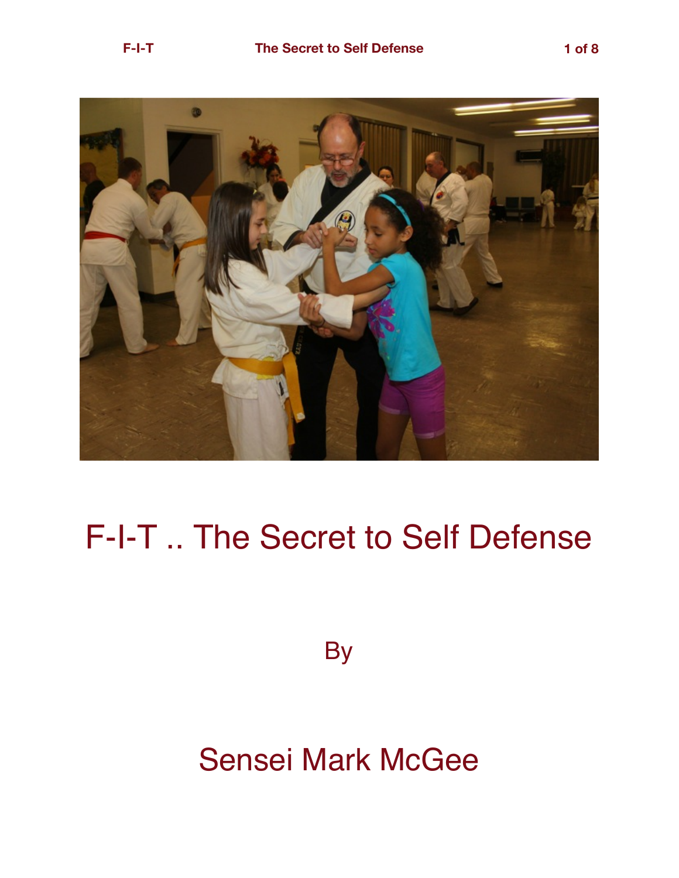# F-I-T .. The Secret to Self Defense

By

Sensei Mark McGee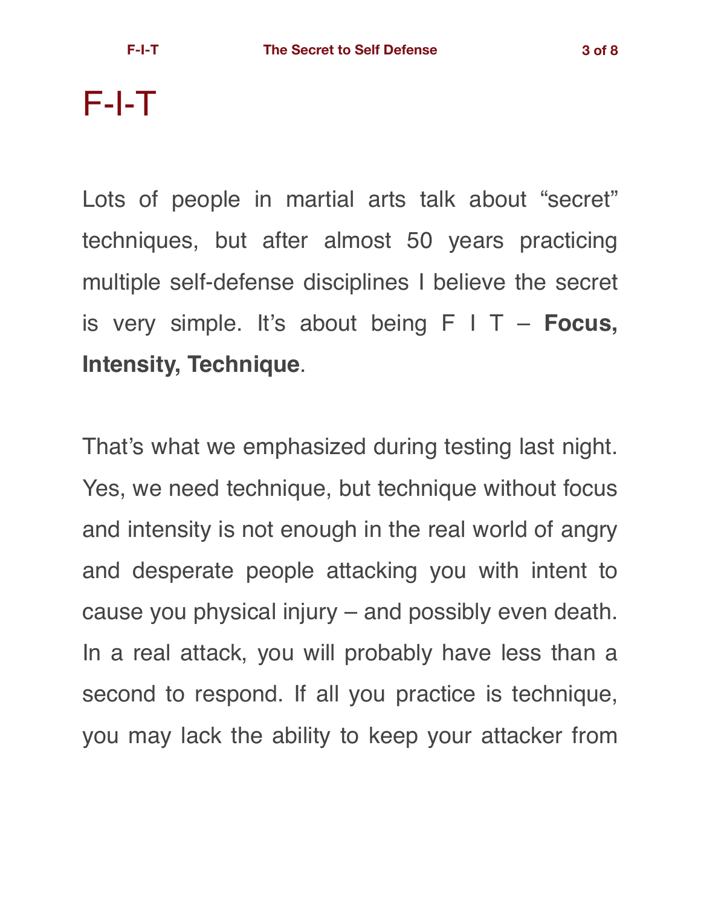# F-I-T

Lots of people in martial arts talk about "secret" techniques, but after almost 50 years practicing multiple self-defense disciplines I believe the secret is very simple. It's about being F I T – **Focus, Intensity, Technique**.

That's what we emphasized during testing last night. Yes, we need technique, but technique without focus and intensity is not enough in the real world of angry and desperate people attacking you with intent to cause you physical injury – and possibly even death. In a real attack, you will probably have less than a second to respond. If all you practice is technique, you may lack the ability to keep your attacker from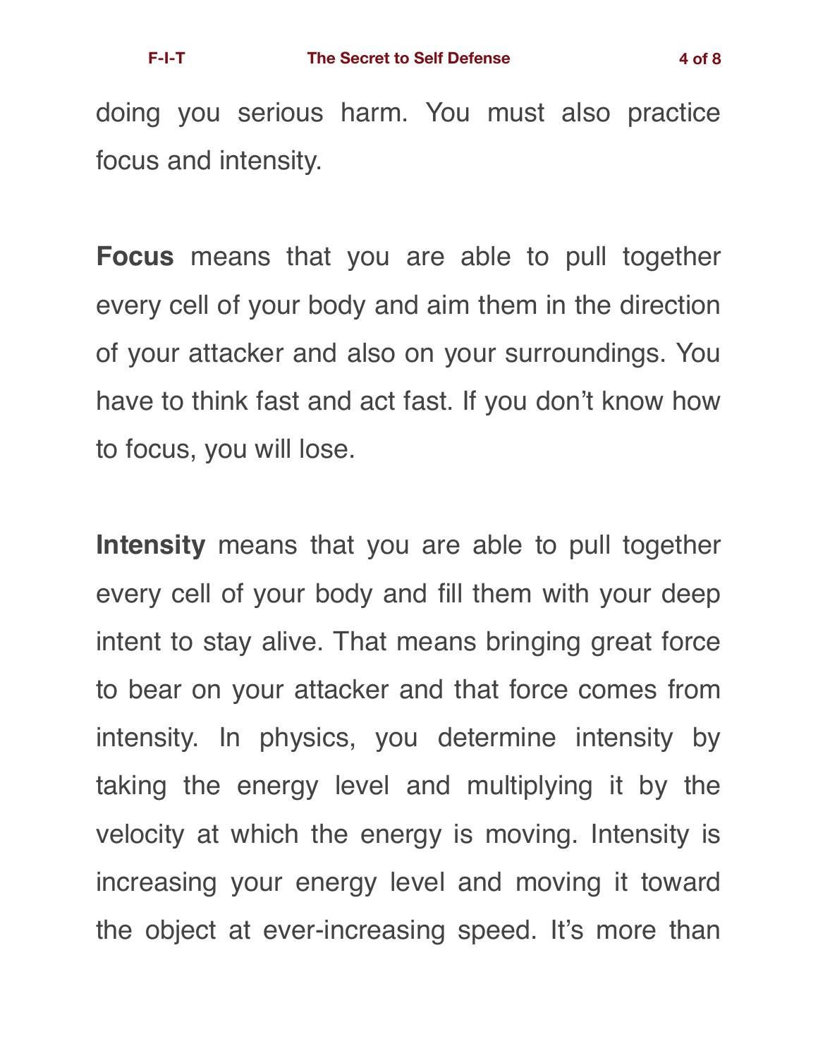doing you serious harm. You must also practice focus and intensity.

**Focus** means that you are able to pull together every cell of your body and aim them in the direction of your attacker and also on your surroundings. You have to think fast and act fast. If you don't know how to focus, you will lose.

**Intensity** means that you are able to pull together every cell of your body and fill them with your deep intent to stay alive. That means bringing great force to bear on your attacker and that force comes from intensity. In physics, you determine intensity by taking the energy level and multiplying it by the velocity at which the energy is moving. Intensity is increasing your energy level and moving it toward the object at ever-increasing speed. It's more than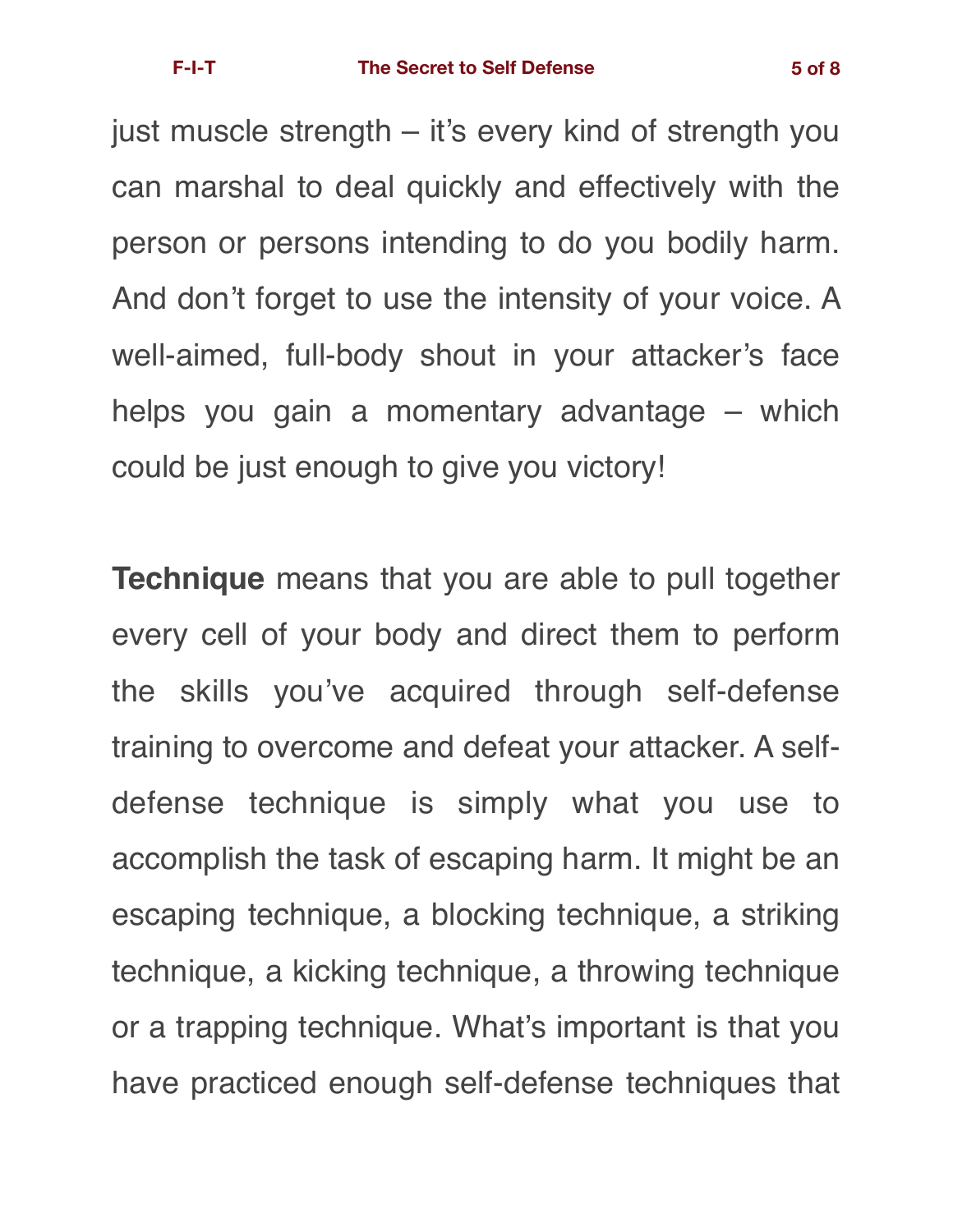just muscle strength – it's every kind of strength you can marshal to deal quickly and effectively with the person or persons intending to do you bodily harm. And don't forget to use the intensity of your voice. A well-aimed, full-body shout in your attacker's face helps you gain a momentary advantage – which could be just enough to give you victory!

**Technique** means that you are able to pull together every cell of your body and direct them to perform the skills you've acquired through self-defense training to overcome and defeat your attacker. A self-defense technique is simply what you use to accomplish the task of escaping harm. It might be an escaping technique, a blocking technique, a striking technique, a kicking technique, a throwing technique or a trapping technique. What's important is that you have practiced enough self-defense techniques that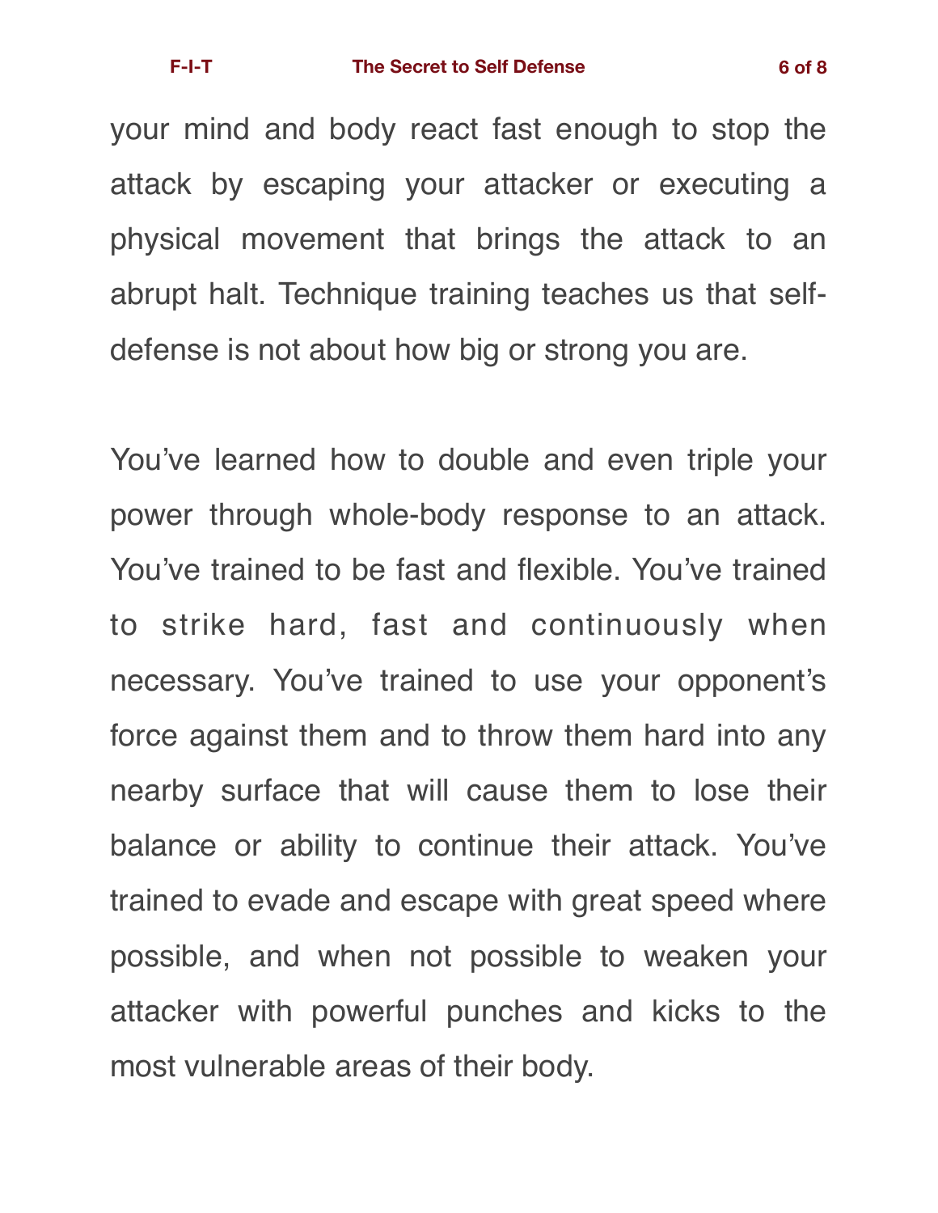your mind and body react fast enough to stop the attack by escaping your attacker or executing a physical movement that brings the attack to an abrupt halt. Technique training teaches us that self-defense is not about how big or strong you are.

You've learned how to double and even triple your power through whole-body response to an attack. You've trained to be fast and flexible. You've trained to strike hard, fast and continuously when necessary. You've trained to use your opponent's force against them and to throw them hard into any nearby surface that will cause them to lose their balance or ability to continue their attack. You've trained to evade and escape with great speed where possible, and when not possible to weaken your attacker with powerful punches and kicks to the most vulnerable areas of their body.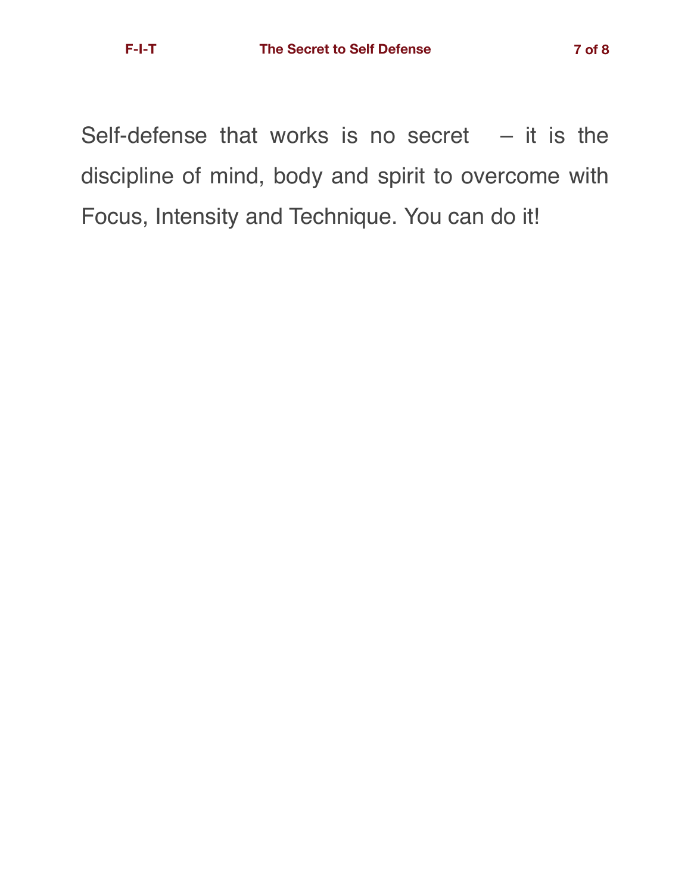Self-defense that works is no secret – it is the discipline of mind, body and spirit to overcome with Focus, Intensity and Technique. You can do it!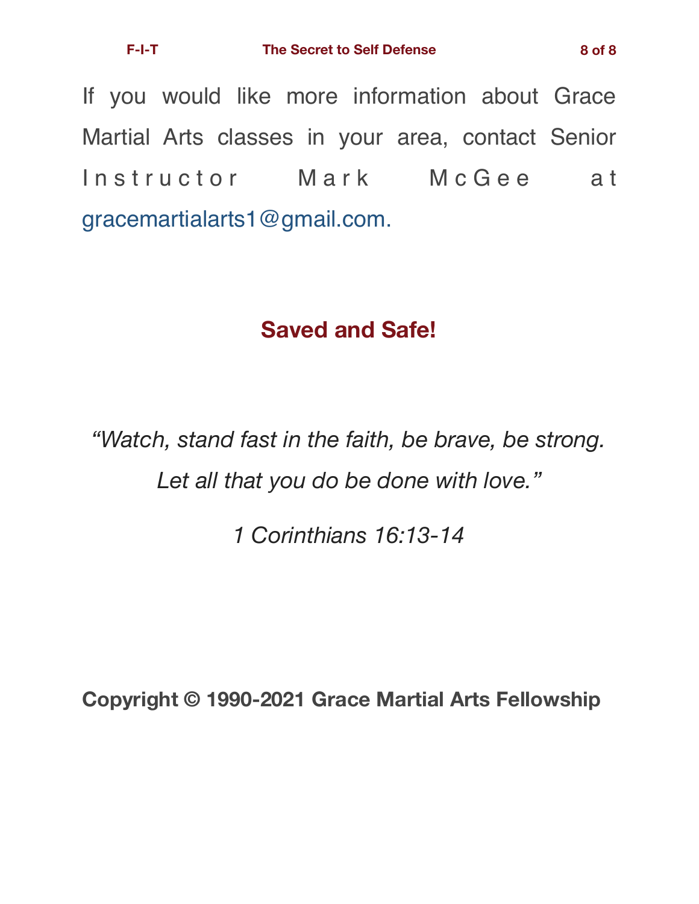If you would like more information about Grace Martial Arts classes in your area, contact Senior Instructor Mark McGee at gracemartialarts1@gmail.com.

## Saved and Safe!

*"Watch, stand fast in the faith, be brave, be strong. Let all that you do be done with love."*

*1 Corinthians 16:13-14*

**Copyright © 1990-2021 Grace Martial Arts Fellowship**